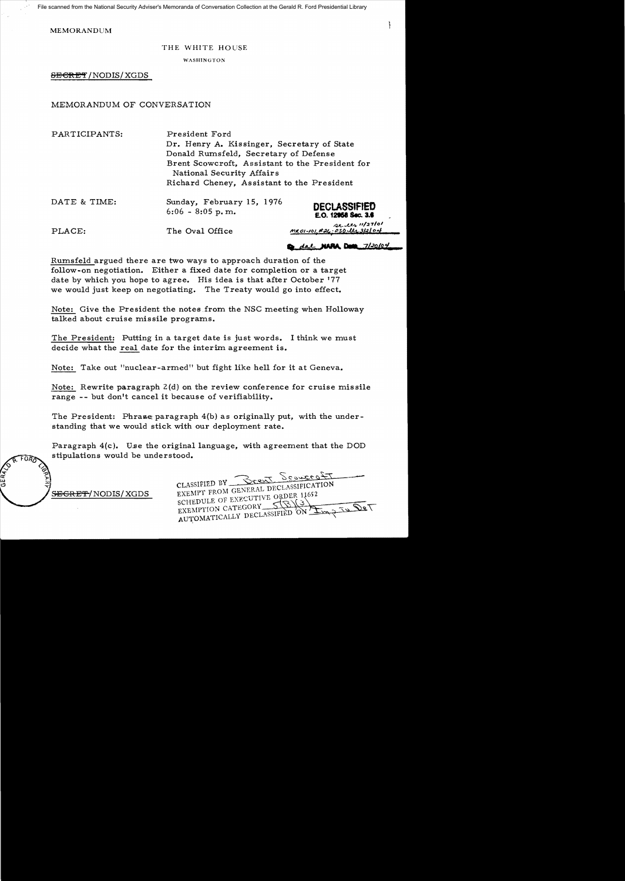File scanned from the National Security Adviser's Memoranda of Conversation Collection at the Gerald R. Ford Presidential Library

MEMORANDUM

THE WHITE HOUSE

WASHINGTON

~~SECRET~~/NODIS/XGDS

MEMORANDUM OF CONVERSATION

| | |
|---|---|
| PARTICIPANTS: | President Ford<br>Dr. Henry A. Kissinger, Secretary of State<br>Donald Rumsfeld, Secretary of Defense<br>Brent Scowcroft, Assistant to the President for National Security Affairs<br>Richard Cheney, Assistant to the President |
| DATE & TIME: | Sunday, February 15, 1976<br>6:06 - 8:05 p.m. |
| PLACE: | The Oval Office |

**DECLASSIFIED**
E.O. 12958 Sec. 3.6
MR01-101, #26; OSD ltr 3/3/04
State ltr 11/27/01
By dal NARA, Date 7/20/04

Rumsfeld argued there are two ways to approach duration of the follow-on negotiation. Either a fixed date for completion or a target date by which you hope to agree. His idea is that after October '77 we would just keep on negotiating. The Treaty would go into effect.

Note: Give the President the notes from the NSC meeting when Holloway talked about cruise missile programs.

The President: Putting in a target date is just words. I think we must decide what the real date for the interim agreement is.

Note: Take out "nuclear-armed" but fight like hell for it at Geneva.

Note: Rewrite paragraph 2(d) on the review conference for cruise missile range -- but don't cancel it because of verifiability.

The President: Phrase paragraph 4(b) as originally put, with the understanding that we would stick with our deployment rate.

Paragraph 4(c). Use the original language, with agreement that the DOD stipulations would be understood.

~~SECRET~~/NODIS/XGDS

CLASSIFIED BY Brent Scowcroft
EXEMPT FROM GENERAL DECLASSIFICATION
SCHEDULE OF EXECUTIVE ORDER 11652
EXEMPTION CATEGORY 5(B)(3)
AUTOMATICALLY DECLASSIFIED ON Imp to Det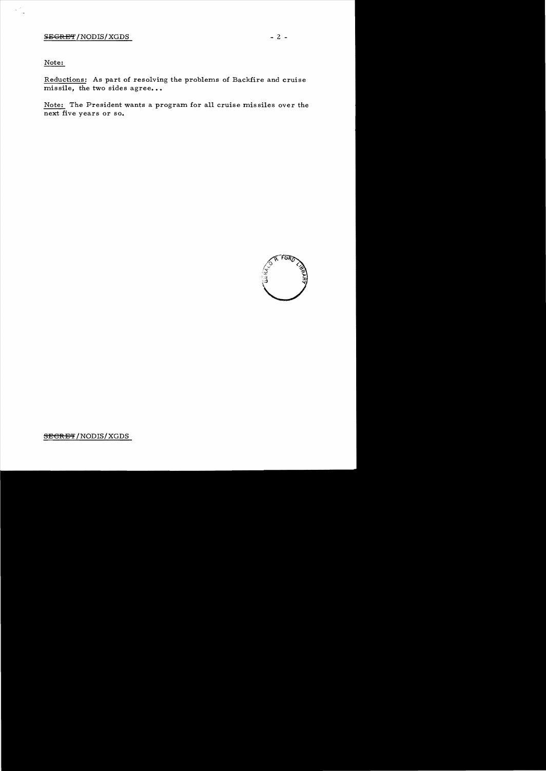Note:

Reductions: As part of resolving the problems of Backfire and cruise missile, the two sides agree...

Note: The President wants a program for all cruise missiles over the next five years or so.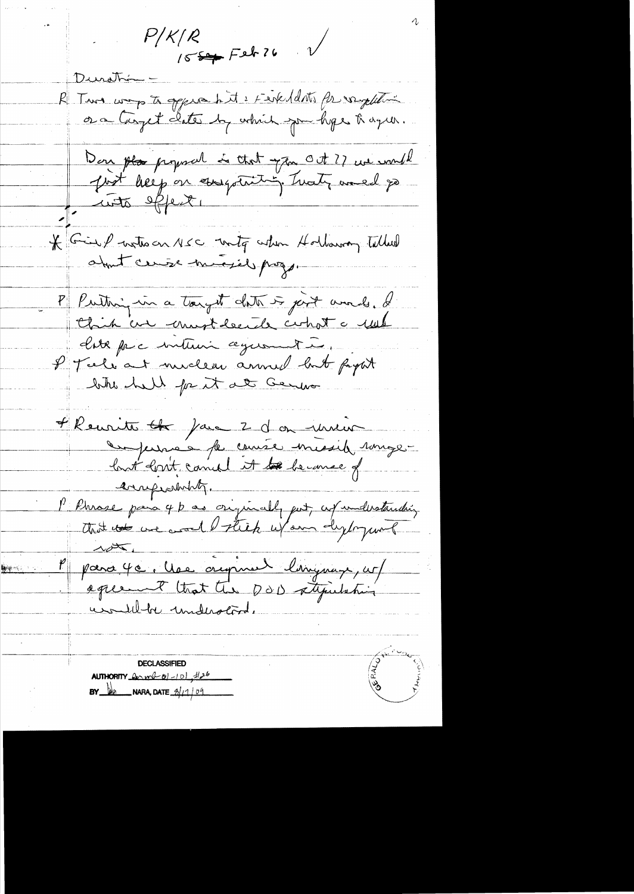P/K/R
15 ~~Sep~~ Feb 76

Duration –

R Two ways to approach it: fixed dates for negotiation or a target date by which you hope to agree.

Our ~~plan~~ proposal is that if [by] Oct 77 we would just keep on negotiating. Treaty would go into effect.

* Gen'l [?] note on NSC mtg when Holloway talked about cruise missile prog.

P Putting in a target date is just words. I think we must decide what a real date for interim agreement is.

P Talk at nuclear armed but fight like hell for it at Geneva

* Rewrite the para 2 d on unrestricted [?] emphasis [?] for cruise missile range – but don't cancel it because of unverifiability.

P Phrase para 4 b as originally put, w/ understanding that we would stick w/ our deployment rate.

P para 4 c. Use original language, w/ agreement that the DOD stipulation would be understood.

DECLASSIFIED
AUTHORITY [?] 01-101, #26
BY [?] NARA, DATE 3/17/09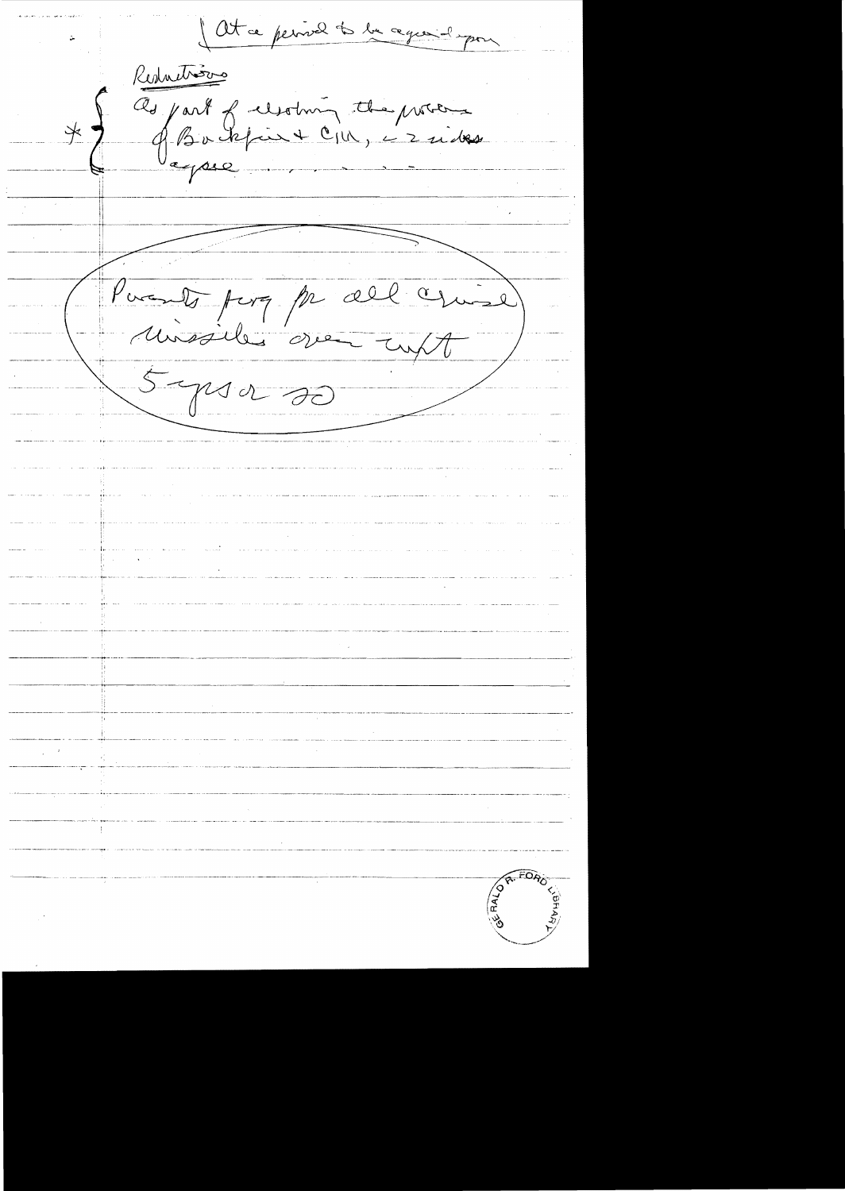( at a period to be agreed upon

Reductions

* { As part of resolving the problems of Backfire + CM, 2 sides agree . . .

Prevents prog for all cruise missiles over 600 for 5 yrs or so